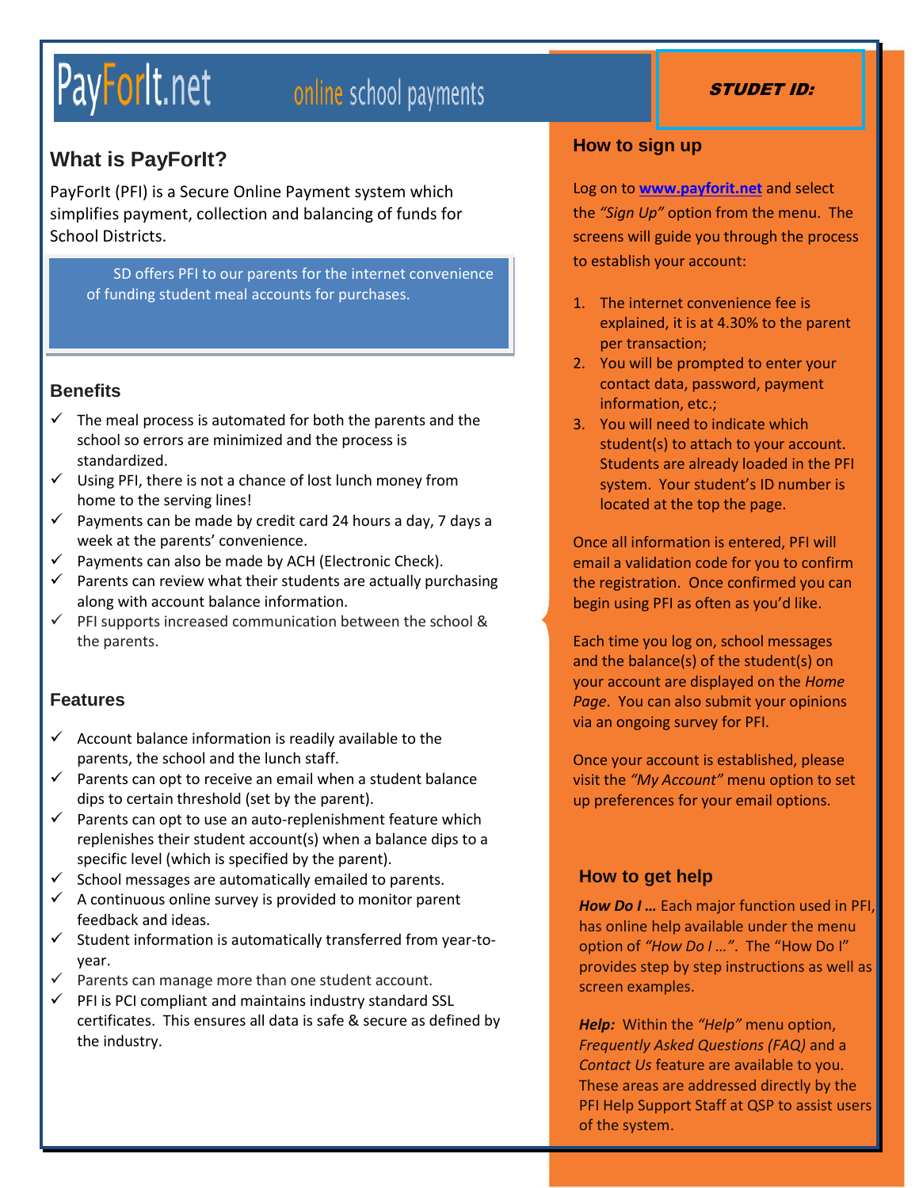PayForIt.net online school payments

**STUDET ID:**

## What is PayForIt?

PayForIt (PFI) is a Secure Online Payment system which simplifies payment, collection and balancing of funds for School Districts.

SD offers PFI to our parents for the internet convenience of funding student meal accounts for purchases.

### Benefits

- ✓ The meal process is automated for both the parents and the school so errors are minimized and the process is standardized.
- ✓ Using PFI, there is not a chance of lost lunch money from home to the serving lines!
- ✓ Payments can be made by credit card 24 hours a day, 7 days a week at the parents' convenience.
- ✓ Payments can also be made by ACH (Electronic Check).
- ✓ Parents can review what their students are actually purchasing along with account balance information.
- ✓ PFI supports increased communication between the school & the parents.

### Features

- ✓ Account balance information is readily available to the parents, the school and the lunch staff.
- ✓ Parents can opt to receive an email when a student balance dips to certain threshold (set by the parent).
- ✓ Parents can opt to use an auto-replenishment feature which replenishes their student account(s) when a balance dips to a specific level (which is specified by the parent).
- ✓ School messages are automatically emailed to parents.
- ✓ A continuous online survey is provided to monitor parent feedback and ideas.
- ✓ Student information is automatically transferred from year-to-year.
- ✓ Parents can manage more than one student account.
- ✓ PFI is PCI compliant and maintains industry standard SSL certificates. This ensures all data is safe & secure as defined by the industry.

### How to sign up

Log on to **www.payforit.net** and select the *"Sign Up"* option from the menu. The screens will guide you through the process to establish your account:

1. The internet convenience fee is explained, it is at 4.30% to the parent per transaction;
2. You will be prompted to enter your contact data, password, payment information, etc.;
3. You will need to indicate which student(s) to attach to your account. Students are already loaded in the PFI system. Your student's ID number is located at the top the page.

Once all information is entered, PFI will email a validation code for you to confirm the registration. Once confirmed you can begin using PFI as often as you'd like.

Each time you log on, school messages and the balance(s) of the student(s) on your account are displayed on the *Home Page*. You can also submit your opinions via an ongoing survey for PFI.

Once your account is established, please visit the *"My Account"* menu option to set up preferences for your email options.

### How to get help

***How Do I …*** Each major function used in PFI, has online help available under the menu option of *"How Do I …"*. The "How Do I" provides step by step instructions as well as screen examples.

***Help:*** Within the *"Help"* menu option, *Frequently Asked Questions (FAQ)* and a *Contact Us* feature are available to you. These areas are addressed directly by the PFI Help Support Staff at QSP to assist users of the system.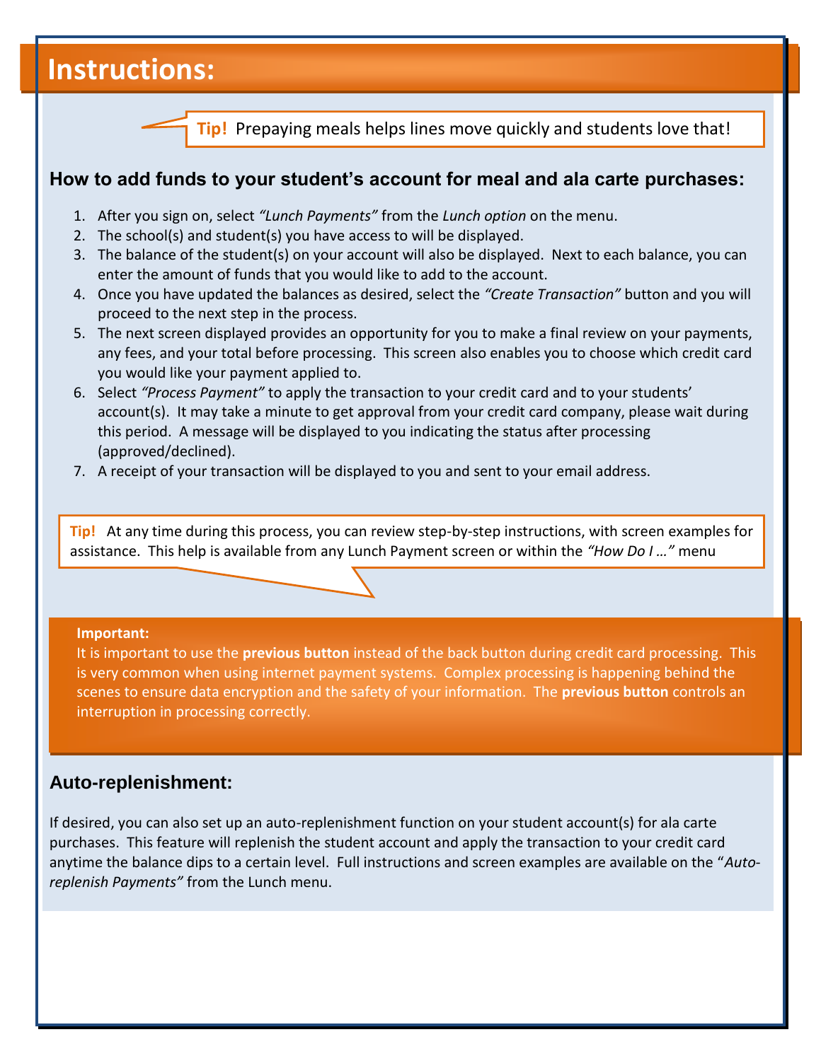# Instructions:

**Tip!** Prepaying meals helps lines move quickly and students love that!

### How to add funds to your student's account for meal and ala carte purchases:

1. After you sign on, select *"Lunch Payments"* from the *Lunch option* on the menu.
2. The school(s) and student(s) you have access to will be displayed.
3. The balance of the student(s) on your account will also be displayed. Next to each balance, you can enter the amount of funds that you would like to add to the account.
4. Once you have updated the balances as desired, select the *"Create Transaction"* button and you will proceed to the next step in the process.
5. The next screen displayed provides an opportunity for you to make a final review on your payments, any fees, and your total before processing. This screen also enables you to choose which credit card you would like your payment applied to.
6. Select *"Process Payment"* to apply the transaction to your credit card and to your students' account(s). It may take a minute to get approval from your credit card company, please wait during this period. A message will be displayed to you indicating the status after processing (approved/declined).
7. A receipt of your transaction will be displayed to you and sent to your email address.

**Tip!** At any time during this process, you can review step-by-step instructions, with screen examples for assistance. This help is available from any Lunch Payment screen or within the *"How Do I …"* menu

**Important:**
It is important to use the **previous button** instead of the back button during credit card processing. This is very common when using internet payment systems. Complex processing is happening behind the scenes to ensure data encryption and the safety of your information. The **previous button** controls an interruption in processing correctly.

### Auto-replenishment:

If desired, you can also set up an auto-replenishment function on your student account(s) for ala carte purchases. This feature will replenish the student account and apply the transaction to your credit card anytime the balance dips to a certain level. Full instructions and screen examples are available on the "*Auto-replenish Payments"* from the Lunch menu.